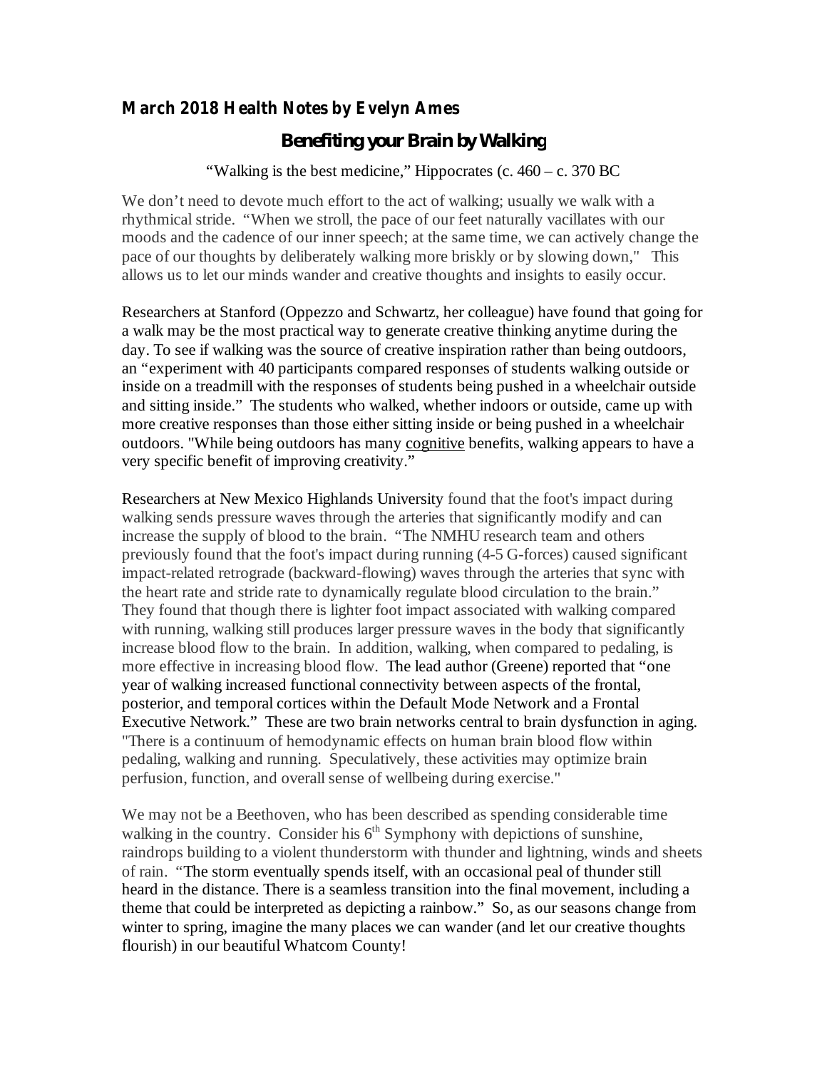**March 2018 Health Notes by Evelyn Ames**

## Benefiting your Brain by Walking

"Walking is the best medicine," Hippocrates (c. 460 – c. 370 BC

We don't need to devote much effort to the act of walking; usually we walk with a rhythmical stride. "When we stroll, the pace of our feet naturally vacillates with our moods and the cadence of our inner speech; at the same time, we can actively change the pace of our thoughts by deliberately walking more briskly or by slowing down," This allows us to let our minds wander and creative thoughts and insights to easily occur.

Researchers at Stanford (Oppezzo and Schwartz, her colleague) have found that going for a walk may be the most practical way to generate creative thinking anytime during the day. To see if walking was the source of creative inspiration rather than being outdoors, an "experiment with 40 participants compared responses of students walking outside or inside on a treadmill with the responses of students being pushed in a wheelchair outside and sitting inside." The students who walked, whether indoors or outside, came up with more creative responses than those either sitting inside or being pushed in a wheelchair outdoors. "While being outdoors has many cognitive benefits, walking appears to have a very specific benefit of improving creativity."

Researchers at New Mexico Highlands University found that the foot's impact during walking sends pressure waves through the arteries that significantly modify and can increase the supply of blood to the brain. "The NMHU research team and others previously found that the foot's impact during running (4-5 G-forces) caused significant impact-related retrograde (backward-flowing) waves through the arteries that sync with the heart rate and stride rate to dynamically regulate blood circulation to the brain." They found that though there is lighter foot impact associated with walking compared with running, walking still produces larger pressure waves in the body that significantly increase blood flow to the brain. In addition, walking, when compared to pedaling, is more effective in increasing blood flow. The lead author (Greene) reported that "one year of walking increased functional connectivity between aspects of the frontal, posterior, and temporal cortices within the Default Mode Network and a Frontal Executive Network." These are two brain networks central to brain dysfunction in aging. "There is a continuum of hemodynamic effects on human brain blood flow within pedaling, walking and running. Speculatively, these activities may optimize brain perfusion, function, and overall sense of wellbeing during exercise."

We may not be a Beethoven, who has been described as spending considerable time walking in the country. Consider his 6th Symphony with depictions of sunshine, raindrops building to a violent thunderstorm with thunder and lightning, winds and sheets of rain. "The storm eventually spends itself, with an occasional peal of thunder still heard in the distance. There is a seamless transition into the final movement, including a theme that could be interpreted as depicting a rainbow." So, as our seasons change from winter to spring, imagine the many places we can wander (and let our creative thoughts flourish) in our beautiful Whatcom County!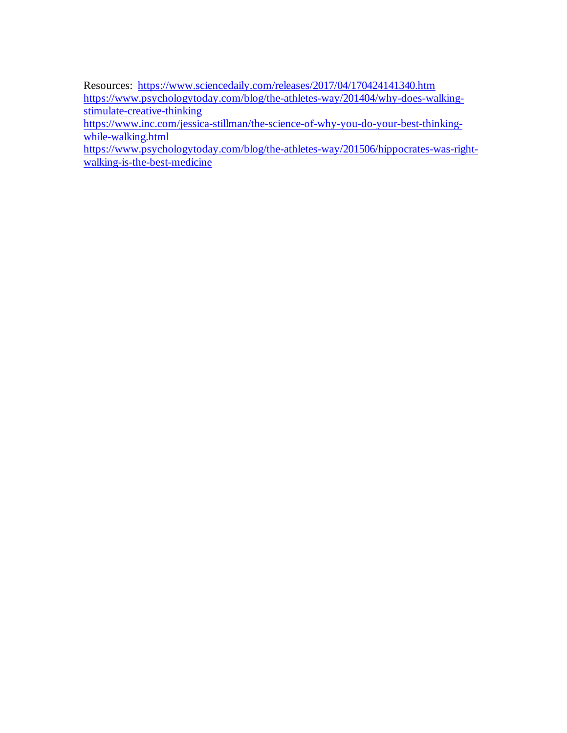Resources: https://www.sciencedaily.com/releases/2017/04/170424141340.htm
https://www.psychologytoday.com/blog/the-athletes-way/201404/why-does-walking-stimulate-creative-thinking
https://www.inc.com/jessica-stillman/the-science-of-why-you-do-your-best-thinking-while-walking.html
https://www.psychologytoday.com/blog/the-athletes-way/201506/hippocrates-was-right-walking-is-the-best-medicine